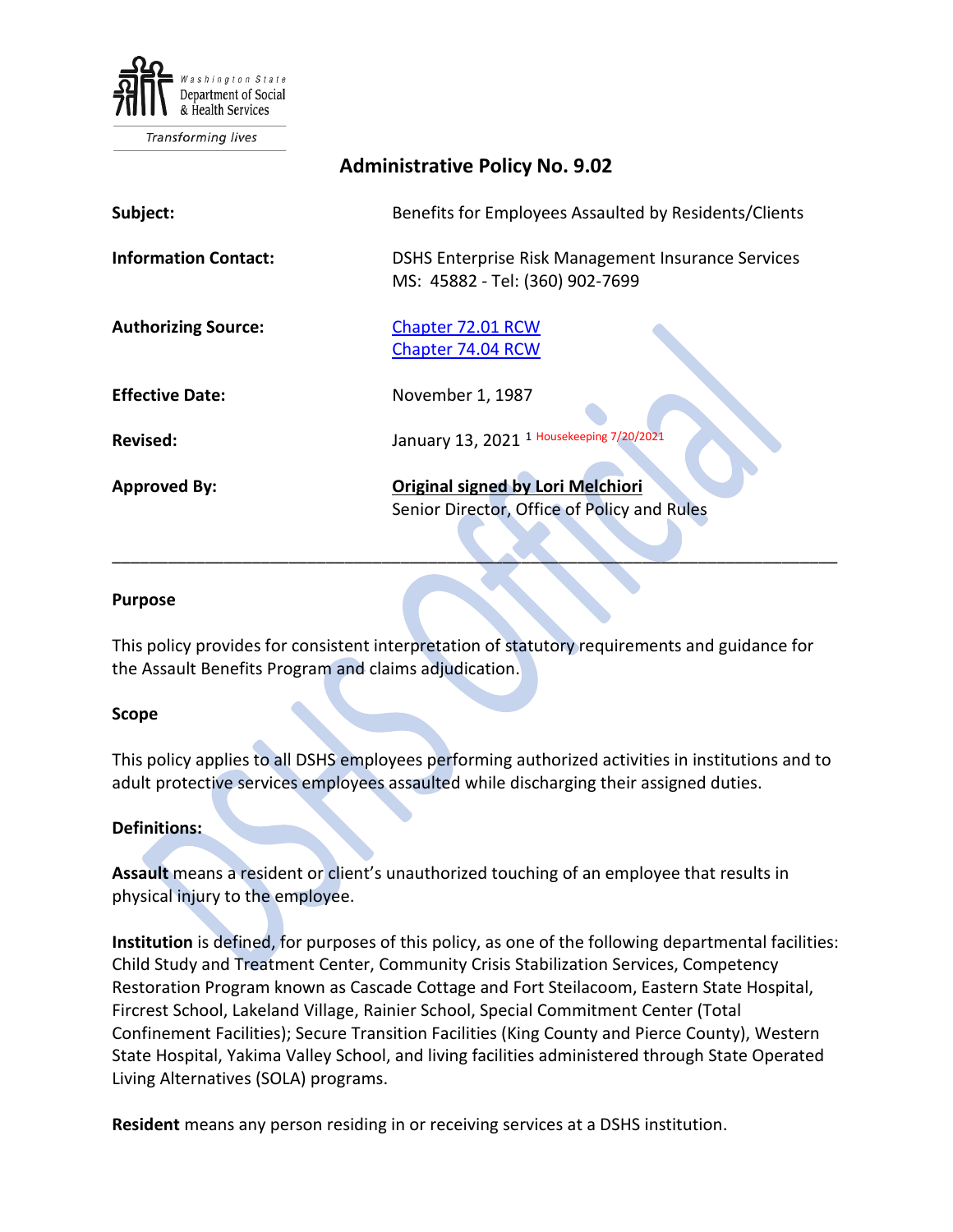Washington State Department of Social & Health Services

Transforming lives

# Administrative Policy No. 9.02

| | |
|---|---|
| **Subject:** | Benefits for Employees Assaulted by Residents/Clients |
| **Information Contact:** | DSHS Enterprise Risk Management Insurance Services<br>MS: 45882 - Tel: (360) 902-7699 |
| **Authorizing Source:** | [Chapter 72.01 RCW](#)<br>[Chapter 74.04 RCW](#) |
| **Effective Date:** | November 1, 1987 |
| **Revised:** | January 13, 2021 [1] Housekeeping 7/20/2021 |
| **Approved By:** | **Original signed by Lori Melchiori**<br>Senior Director, Office of Policy and Rules |

---

## Purpose

This policy provides for consistent interpretation of statutory requirements and guidance for the Assault Benefits Program and claims adjudication.

## Scope

This policy applies to all DSHS employees performing authorized activities in institutions and to adult protective services employees assaulted while discharging their assigned duties.

## Definitions:

**Assault** means a resident or client's unauthorized touching of an employee that results in physical injury to the employee.

**Institution** is defined, for purposes of this policy, as one of the following departmental facilities: Child Study and Treatment Center, Community Crisis Stabilization Services, Competency Restoration Program known as Cascade Cottage and Fort Steilacoom, Eastern State Hospital, Fircrest School, Lakeland Village, Rainier School, Special Commitment Center (Total Confinement Facilities); Secure Transition Facilities (King County and Pierce County), Western State Hospital, Yakima Valley School, and living facilities administered through State Operated Living Alternatives (SOLA) programs.

**Resident** means any person residing in or receiving services at a DSHS institution.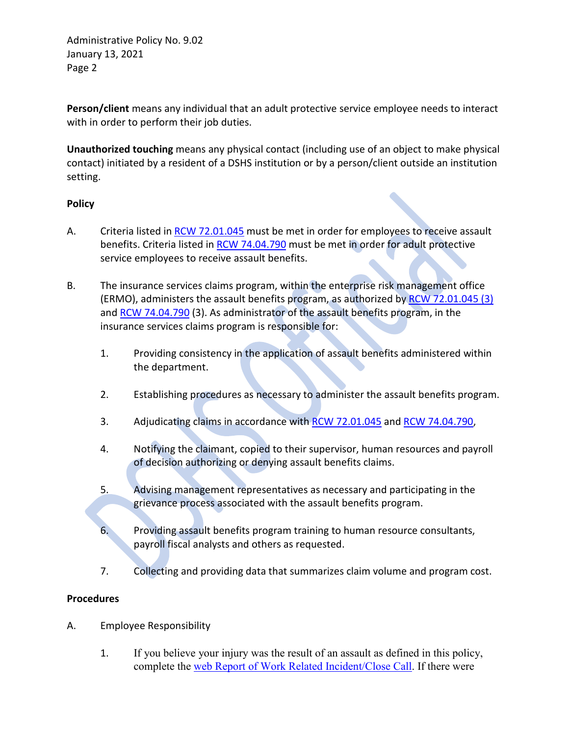**Person/client** means any individual that an adult protective service employee needs to interact with in order to perform their job duties.

**Unauthorized touching** means any physical contact (including use of an object to make physical contact) initiated by a resident of a DSHS institution or by a person/client outside an institution setting.

**Policy**

A. Criteria listed in RCW 72.01.045 must be met in order for employees to receive assault benefits. Criteria listed in RCW 74.04.790 must be met in order for adult protective service employees to receive assault benefits.

B. The insurance services claims program, within the enterprise risk management office (ERMO), administers the assault benefits program, as authorized by RCW 72.01.045 (3) and RCW 74.04.790 (3). As administrator of the assault benefits program, in the insurance services claims program is responsible for:

   1. Providing consistency in the application of assault benefits administered within the department.

   2. Establishing procedures as necessary to administer the assault benefits program.

   3. Adjudicating claims in accordance with RCW 72.01.045 and RCW 74.04.790,

   4. Notifying the claimant, copied to their supervisor, human resources and payroll of decision authorizing or denying assault benefits claims.

   5. Advising management representatives as necessary and participating in the grievance process associated with the assault benefits program.

   6. Providing assault benefits program training to human resource consultants, payroll fiscal analysts and others as requested.

   7. Collecting and providing data that summarizes claim volume and program cost.

**Procedures**

A. Employee Responsibility

   1. If you believe your injury was the result of an assault as defined in this policy, complete the web Report of Work Related Incident/Close Call. If there were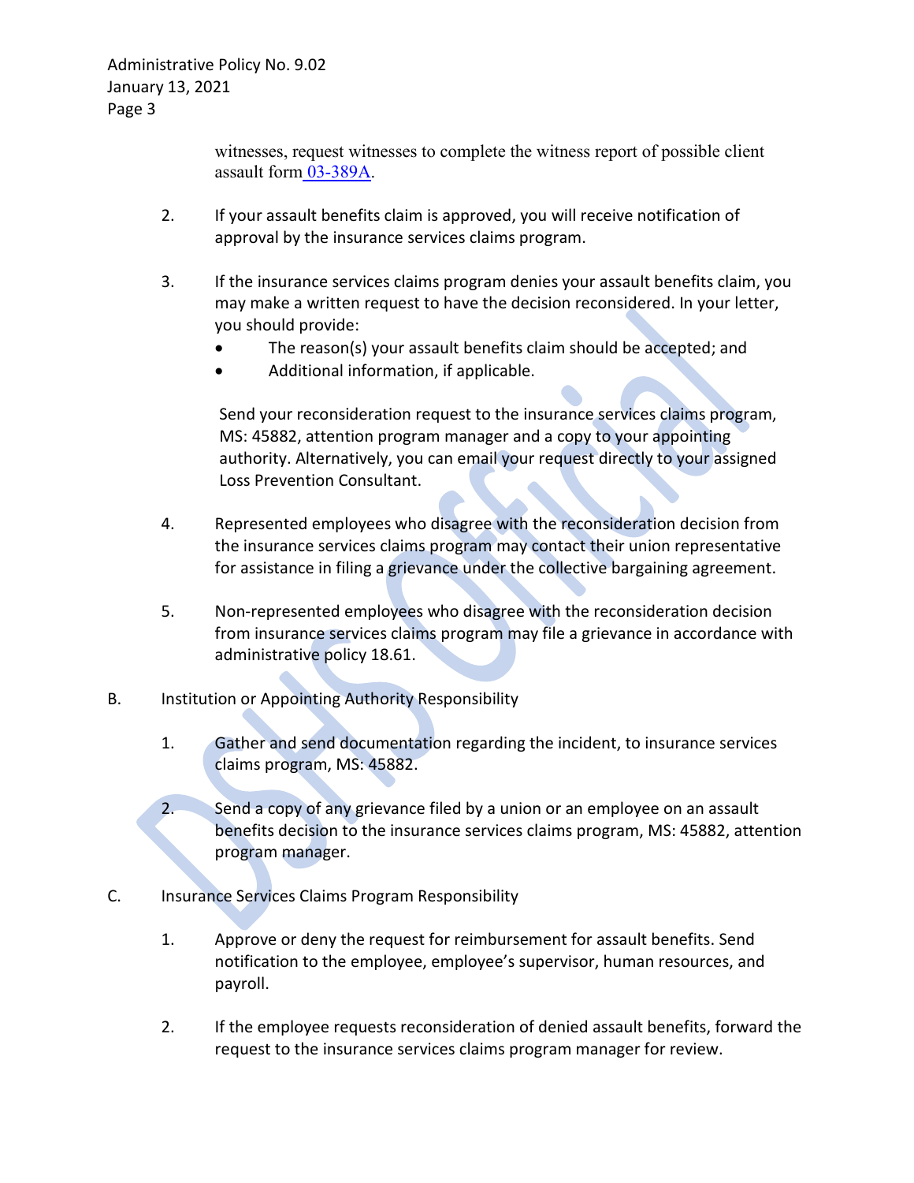witnesses, request witnesses to complete the witness report of possible client assault form 03-389A.

2. If your assault benefits claim is approved, you will receive notification of approval by the insurance services claims program.

3. If the insurance services claims program denies your assault benefits claim, you may make a written request to have the decision reconsidered. In your letter, you should provide:
   - The reason(s) your assault benefits claim should be accepted; and
   - Additional information, if applicable.

   Send your reconsideration request to the insurance services claims program, MS: 45882, attention program manager and a copy to your appointing authority. Alternatively, you can email your request directly to your assigned Loss Prevention Consultant.

4. Represented employees who disagree with the reconsideration decision from the insurance services claims program may contact their union representative for assistance in filing a grievance under the collective bargaining agreement.

5. Non-represented employees who disagree with the reconsideration decision from insurance services claims program may file a grievance in accordance with administrative policy 18.61.

B. Institution or Appointing Authority Responsibility

   1. Gather and send documentation regarding the incident, to insurance services claims program, MS: 45882.

   2. Send a copy of any grievance filed by a union or an employee on an assault benefits decision to the insurance services claims program, MS: 45882, attention program manager.

C. Insurance Services Claims Program Responsibility

   1. Approve or deny the request for reimbursement for assault benefits. Send notification to the employee, employee's supervisor, human resources, and payroll.

   2. If the employee requests reconsideration of denied assault benefits, forward the request to the insurance services claims program manager for review.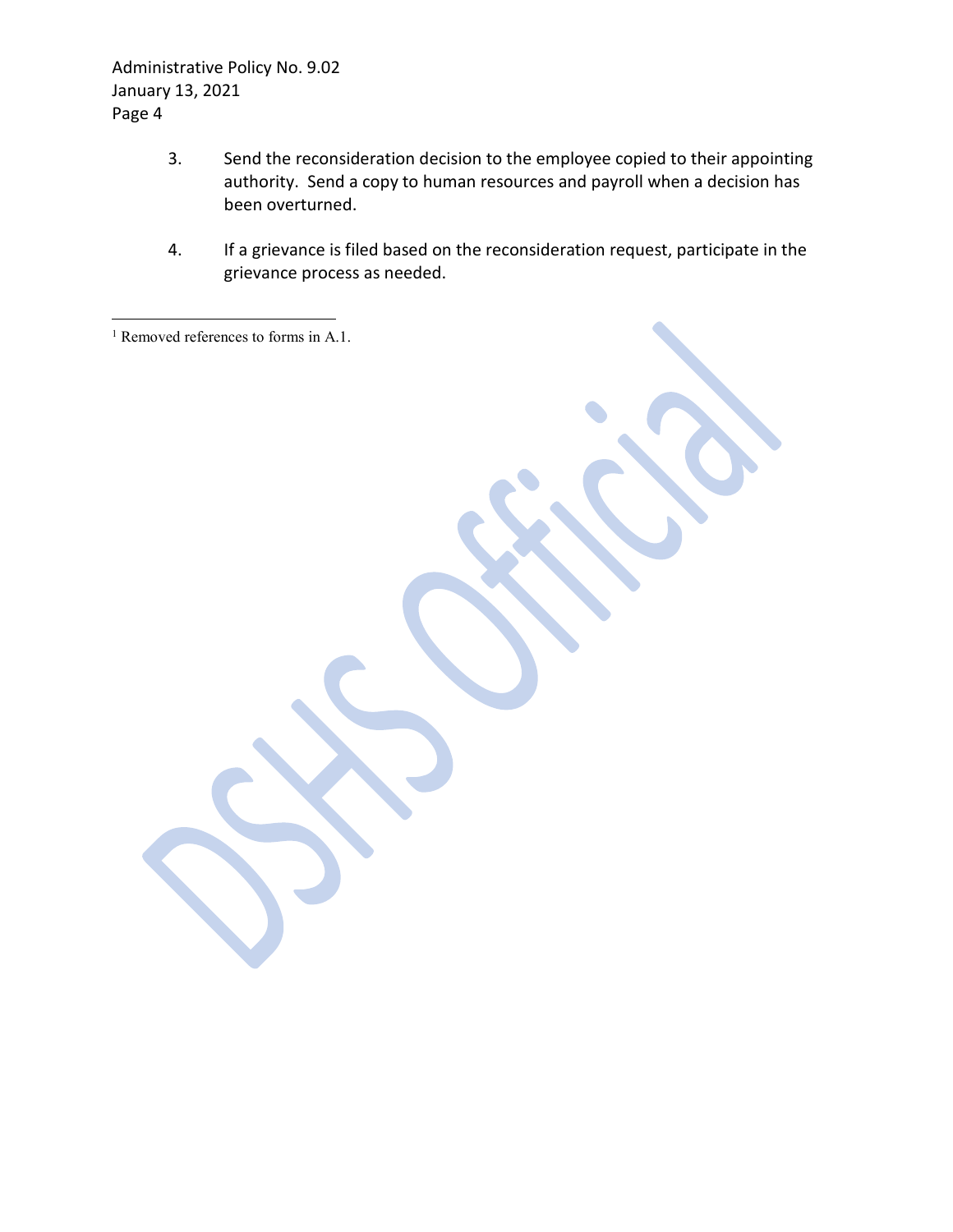3. Send the reconsideration decision to the employee copied to their appointing authority. Send a copy to human resources and payroll when a decision has been overturned.

4. If a grievance is filed based on the reconsideration request, participate in the grievance process as needed.

---

[1] Removed references to forms in A.1.